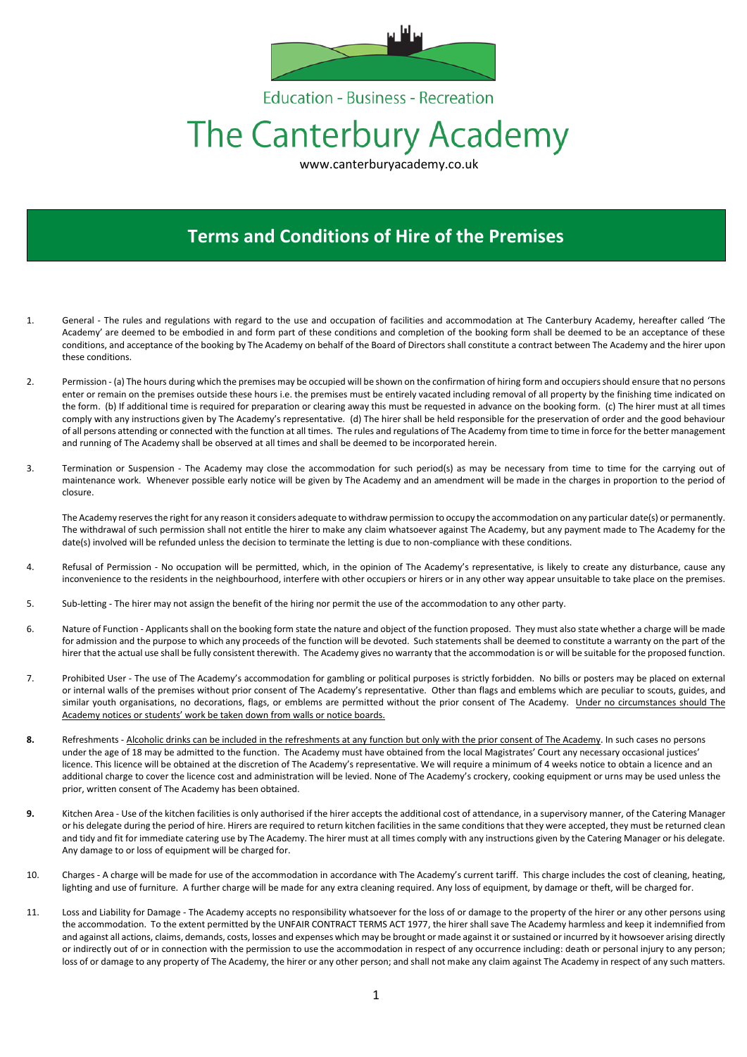Education - Business - Recreation

# The Canterbury Academy

www.canterburyacademy.co.uk

## Terms and Conditions of Hire of the Premises

1. General - The rules and regulations with regard to the use and occupation of facilities and accommodation at The Canterbury Academy, hereafter called 'The Academy' are deemed to be embodied in and form part of these conditions and completion of the booking form shall be deemed to be an acceptance of these conditions, and acceptance of the booking by The Academy on behalf of the Board of Directors shall constitute a contract between The Academy and the hirer upon these conditions.

2. Permission - (a) The hours during which the premises may be occupied will be shown on the confirmation of hiring form and occupiers should ensure that no persons enter or remain on the premises outside these hours i.e. the premises must be entirely vacated including removal of all property by the finishing time indicated on the form. (b) If additional time is required for preparation or clearing away this must be requested in advance on the booking form. (c) The hirer must at all times comply with any instructions given by The Academy's representative. (d) The hirer shall be held responsible for the preservation of order and the good behaviour of all persons attending or connected with the function at all times. The rules and regulations of The Academy from time to time in force for the better management and running of The Academy shall be observed at all times and shall be deemed to be incorporated herein.

3. Termination or Suspension - The Academy may close the accommodation for such period(s) as may be necessary from time to time for the carrying out of maintenance work. Whenever possible early notice will be given by The Academy and an amendment will be made in the charges in proportion to the period of closure.

   The Academy reserves the right for any reason it considers adequate to withdraw permission to occupy the accommodation on any particular date(s) or permanently. The withdrawal of such permission shall not entitle the hirer to make any claim whatsoever against The Academy, but any payment made to The Academy for the date(s) involved will be refunded unless the decision to terminate the letting is due to non-compliance with these conditions.

4. Refusal of Permission - No occupation will be permitted, which, in the opinion of The Academy's representative, is likely to create any disturbance, cause any inconvenience to the residents in the neighbourhood, interfere with other occupiers or hirers or in any other way appear unsuitable to take place on the premises.

5. Sub-letting - The hirer may not assign the benefit of the hiring nor permit the use of the accommodation to any other party.

6. Nature of Function - Applicants shall on the booking form state the nature and object of the function proposed. They must also state whether a charge will be made for admission and the purpose to which any proceeds of the function will be devoted. Such statements shall be deemed to constitute a warranty on the part of the hirer that the actual use shall be fully consistent therewith. The Academy gives no warranty that the accommodation is or will be suitable for the proposed function.

7. Prohibited User - The use of The Academy's accommodation for gambling or political purposes is strictly forbidden. No bills or posters may be placed on external or internal walls of the premises without prior consent of The Academy's representative. Other than flags and emblems which are peculiar to scouts, guides, and similar youth organisations, no decorations, flags, or emblems are permitted without the prior consent of The Academy. <u>Under no circumstances should The Academy notices or students' work be taken down from walls or notice boards.</u>

8. Refreshments - <u>Alcoholic drinks can be included in the refreshments at any function but only with the prior consent of The Academy</u>. In such cases no persons under the age of 18 may be admitted to the function. The Academy must have obtained from the local Magistrates' Court any necessary occasional justices' licence. This licence will be obtained at the discretion of The Academy's representative. We will require a minimum of 4 weeks notice to obtain a licence and an additional charge to cover the licence cost and administration will be levied. None of The Academy's crockery, cooking equipment or urns may be used unless the prior, written consent of The Academy has been obtained.

9. Kitchen Area - Use of the kitchen facilities is only authorised if the hirer accepts the additional cost of attendance, in a supervisory manner, of the Catering Manager or his delegate during the period of hire. Hirers are required to return kitchen facilities in the same conditions that they were accepted, they must be returned clean and tidy and fit for immediate catering use by The Academy. The hirer must at all times comply with any instructions given by the Catering Manager or his delegate. Any damage to or loss of equipment will be charged for.

10. Charges - A charge will be made for use of the accommodation in accordance with The Academy's current tariff. This charge includes the cost of cleaning, heating, lighting and use of furniture. A further charge will be made for any extra cleaning required. Any loss of equipment, by damage or theft, will be charged for.

11. Loss and Liability for Damage - The Academy accepts no responsibility whatsoever for the loss of or damage to the property of the hirer or any other persons using the accommodation. To the extent permitted by the UNFAIR CONTRACT TERMS ACT 1977, the hirer shall save The Academy harmless and keep it indemnified from and against all actions, claims, demands, costs, losses and expenses which may be brought or made against it or sustained or incurred by it howsoever arising directly or indirectly out of or in connection with the permission to use the accommodation in respect of any occurrence including: death or personal injury to any person; loss of or damage to any property of The Academy, the hirer or any other person; and shall not make any claim against The Academy in respect of any such matters.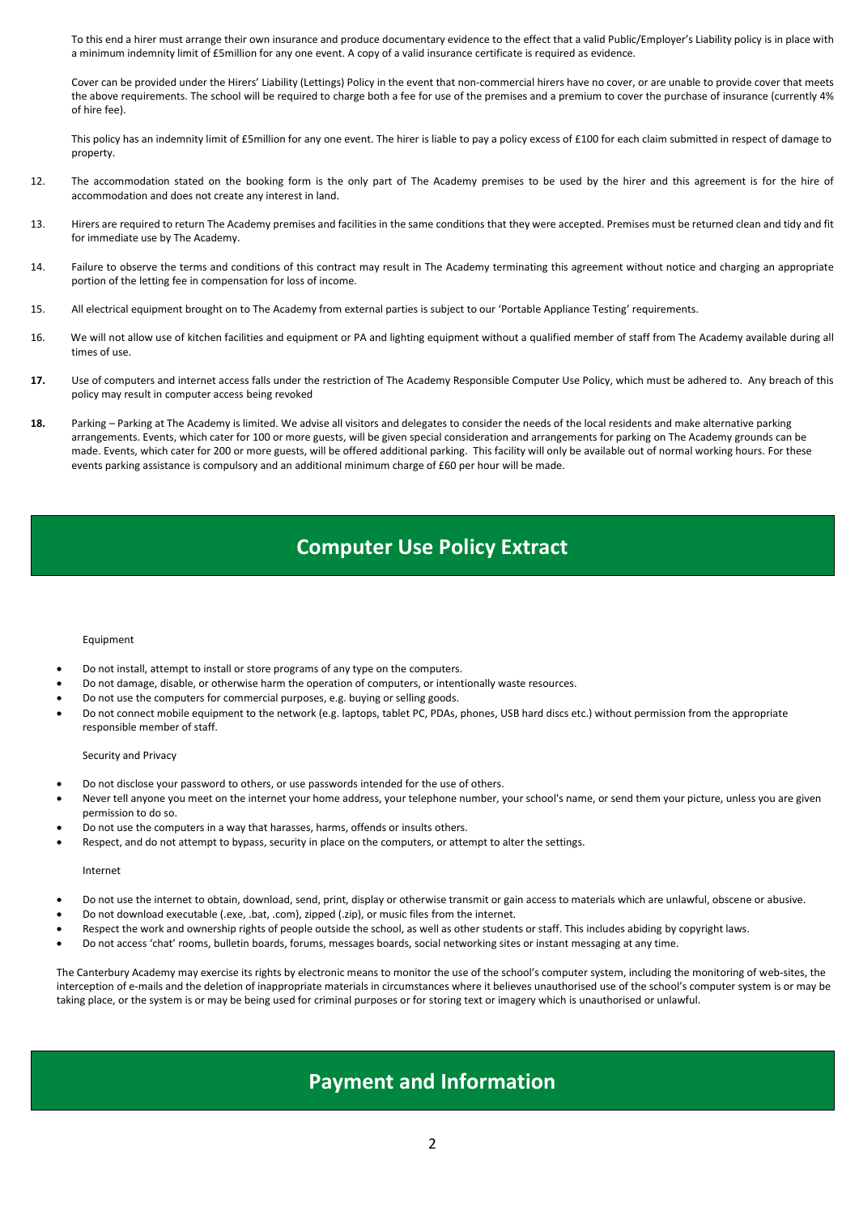To this end a hirer must arrange their own insurance and produce documentary evidence to the effect that a valid Public/Employer's Liability policy is in place with a minimum indemnity limit of £5million for any one event. A copy of a valid insurance certificate is required as evidence.

Cover can be provided under the Hirers' Liability (Lettings) Policy in the event that non-commercial hirers have no cover, or are unable to provide cover that meets the above requirements. The school will be required to charge both a fee for use of the premises and a premium to cover the purchase of insurance (currently 4% of hire fee).

This policy has an indemnity limit of £5million for any one event. The hirer is liable to pay a policy excess of £100 for each claim submitted in respect of damage to property.

12. The accommodation stated on the booking form is the only part of The Academy premises to be used by the hirer and this agreement is for the hire of accommodation and does not create any interest in land.

13. Hirers are required to return The Academy premises and facilities in the same conditions that they were accepted. Premises must be returned clean and tidy and fit for immediate use by The Academy.

14. Failure to observe the terms and conditions of this contract may result in The Academy terminating this agreement without notice and charging an appropriate portion of the letting fee in compensation for loss of income.

15. All electrical equipment brought on to The Academy from external parties is subject to our 'Portable Appliance Testing' requirements.

16. We will not allow use of kitchen facilities and equipment or PA and lighting equipment without a qualified member of staff from The Academy available during all times of use.

**17.** Use of computers and internet access falls under the restriction of The Academy Responsible Computer Use Policy, which must be adhered to. Any breach of this policy may result in computer access being revoked

**18.** Parking – Parking at The Academy is limited. We advise all visitors and delegates to consider the needs of the local residents and make alternative parking arrangements. Events, which cater for 100 or more guests, will be given special consideration and arrangements for parking on The Academy grounds can be made. Events, which cater for 200 or more guests, will be offered additional parking. This facility will only be available out of normal working hours. For these events parking assistance is compulsory and an additional minimum charge of £60 per hour will be made.

## Computer Use Policy Extract

Equipment

- Do not install, attempt to install or store programs of any type on the computers.
- Do not damage, disable, or otherwise harm the operation of computers, or intentionally waste resources.
- Do not use the computers for commercial purposes, e.g. buying or selling goods.
- Do not connect mobile equipment to the network (e.g. laptops, tablet PC, PDAs, phones, USB hard discs etc.) without permission from the appropriate responsible member of staff.

Security and Privacy

- Do not disclose your password to others, or use passwords intended for the use of others.
- Never tell anyone you meet on the internet your home address, your telephone number, your school's name, or send them your picture, unless you are given permission to do so.
- Do not use the computers in a way that harasses, harms, offends or insults others.
- Respect, and do not attempt to bypass, security in place on the computers, or attempt to alter the settings.

Internet

- Do not use the internet to obtain, download, send, print, display or otherwise transmit or gain access to materials which are unlawful, obscene or abusive.
- Do not download executable (.exe, .bat, .com), zipped (.zip), or music files from the internet.
- Respect the work and ownership rights of people outside the school, as well as other students or staff. This includes abiding by copyright laws.
- Do not access 'chat' rooms, bulletin boards, forums, messages boards, social networking sites or instant messaging at any time.

The Canterbury Academy may exercise its rights by electronic means to monitor the use of the school's computer system, including the monitoring of web-sites, the interception of e-mails and the deletion of inappropriate materials in circumstances where it believes unauthorised use of the school's computer system is or may be taking place, or the system is or may be being used for criminal purposes or for storing text or imagery which is unauthorised or unlawful.

## Payment and Information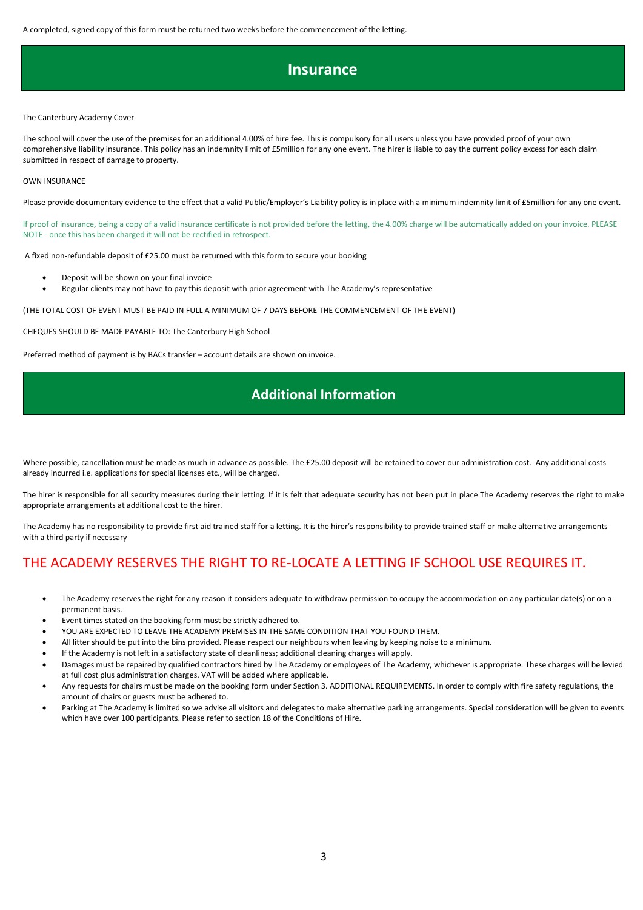A completed, signed copy of this form must be returned two weeks before the commencement of the letting.

## Insurance

The Canterbury Academy Cover

The school will cover the use of the premises for an additional 4.00% of hire fee. This is compulsory for all users unless you have provided proof of your own comprehensive liability insurance. This policy has an indemnity limit of £5million for any one event. The hirer is liable to pay the current policy excess for each claim submitted in respect of damage to property.

OWN INSURANCE

Please provide documentary evidence to the effect that a valid Public/Employer's Liability policy is in place with a minimum indemnity limit of £5million for any one event.

If proof of insurance, being a copy of a valid insurance certificate is not provided before the letting, the 4.00% charge will be automatically added on your invoice. PLEASE NOTE - once this has been charged it will not be rectified in retrospect.

A fixed non-refundable deposit of £25.00 must be returned with this form to secure your booking

- Deposit will be shown on your final invoice
- Regular clients may not have to pay this deposit with prior agreement with The Academy's representative

(THE TOTAL COST OF EVENT MUST BE PAID IN FULL A MINIMUM OF 7 DAYS BEFORE THE COMMENCEMENT OF THE EVENT)

CHEQUES SHOULD BE MADE PAYABLE TO: The Canterbury High School

Preferred method of payment is by BACs transfer – account details are shown on invoice.

## Additional Information

Where possible, cancellation must be made as much in advance as possible. The £25.00 deposit will be retained to cover our administration cost. Any additional costs already incurred i.e. applications for special licenses etc., will be charged.

The hirer is responsible for all security measures during their letting. If it is felt that adequate security has not been put in place The Academy reserves the right to make appropriate arrangements at additional cost to the hirer.

The Academy has no responsibility to provide first aid trained staff for a letting. It is the hirer's responsibility to provide trained staff or make alternative arrangements with a third party if necessary

### THE ACADEMY RESERVES THE RIGHT TO RE-LOCATE A LETTING IF SCHOOL USE REQUIRES IT.

- The Academy reserves the right for any reason it considers adequate to withdraw permission to occupy the accommodation on any particular date(s) or on a permanent basis.
- Event times stated on the booking form must be strictly adhered to.
- YOU ARE EXPECTED TO LEAVE THE ACADEMY PREMISES IN THE SAME CONDITION THAT YOU FOUND THEM.
- All litter should be put into the bins provided. Please respect our neighbours when leaving by keeping noise to a minimum.
- If the Academy is not left in a satisfactory state of cleanliness; additional cleaning charges will apply.
- Damages must be repaired by qualified contractors hired by The Academy or employees of The Academy, whichever is appropriate. These charges will be levied at full cost plus administration charges. VAT will be added where applicable.
- Any requests for chairs must be made on the booking form under Section 3. ADDITIONAL REQUIREMENTS. In order to comply with fire safety regulations, the amount of chairs or guests must be adhered to.
- Parking at The Academy is limited so we advise all visitors and delegates to make alternative parking arrangements. Special consideration will be given to events which have over 100 participants. Please refer to section 18 of the Conditions of Hire.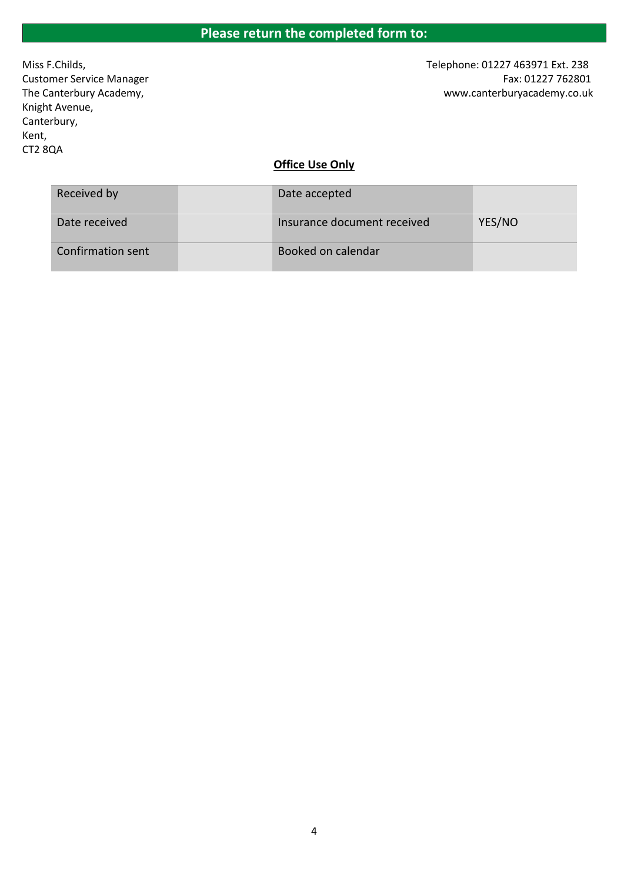## Please return the completed form to:

Miss F.Childs,
Customer Service Manager
The Canterbury Academy,
Knight Avenue,
Canterbury,
Kent,
CT2 8QA

Telephone: 01227 463971 Ext. 238
Fax: 01227 762801
www.canterburyacademy.co.uk

**Office Use Only**

| | | | |
|---|---|---|---|
| Received by | | Date accepted | |
| Date received | | Insurance document received | YES/NO |
| Confirmation sent | | Booked on calendar | |